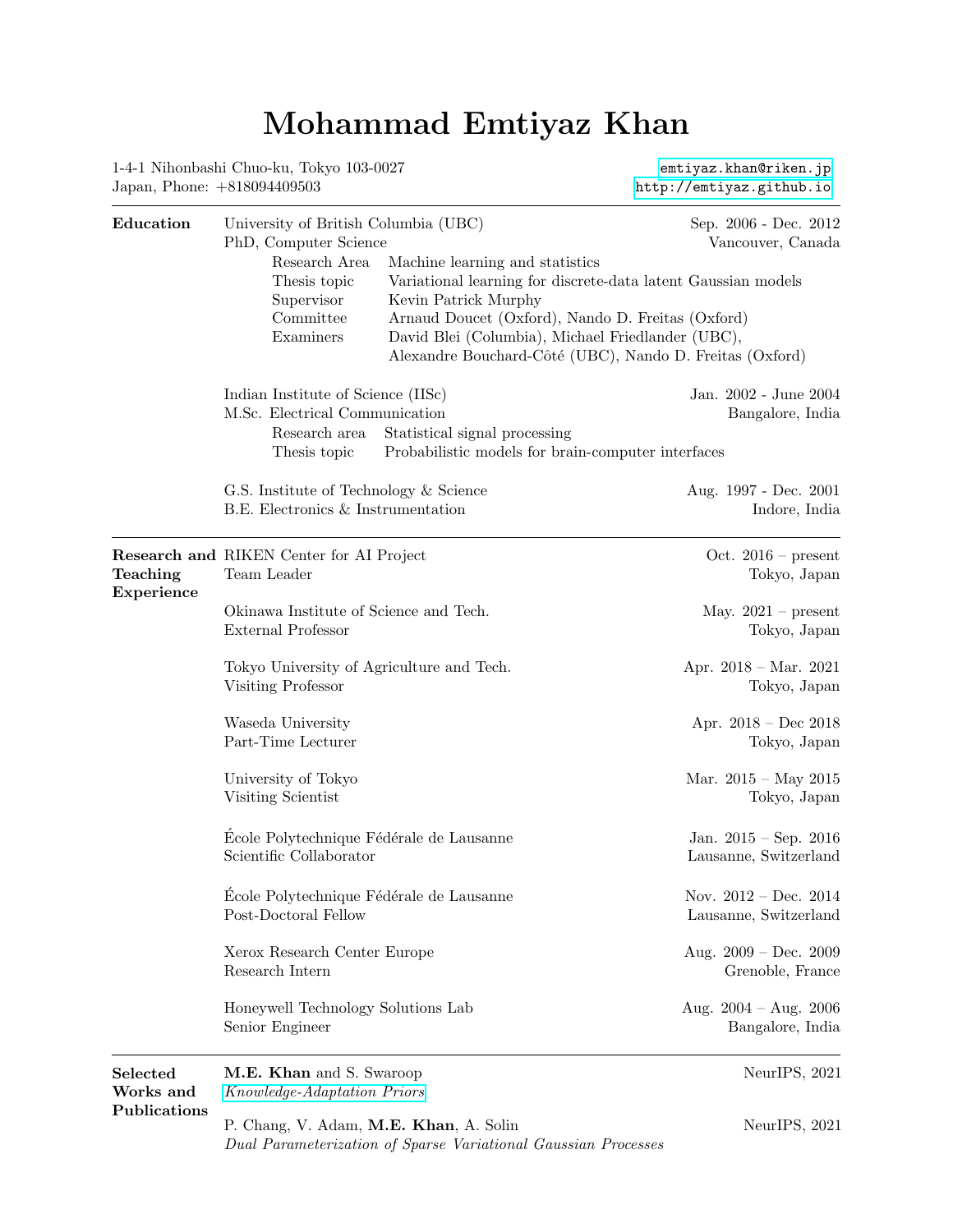# Mohammad Emtiyaz Khan

1-4-1 Nihonbashi Chuo-ku, Tokyo 103-0027
Japan, Phone: +818094409503

emtiyaz.khan@riken.jp
http://emtiyaz.github.io

---

## Education

**University of British Columbia (UBC)** — Sep. 2006 - Dec. 2012
PhD, Computer Science — Vancouver, Canada

| | |
|---|---|
| Research Area | Machine learning and statistics |
| Thesis topic | Variational learning for discrete-data latent Gaussian models |
| Supervisor | Kevin Patrick Murphy |
| Committee | Arnaud Doucet (Oxford), Nando D. Freitas (Oxford) |
| Examiners | David Blei (Columbia), Michael Friedlander (UBC), Alexandre Bouchard-Côté (UBC), Nando D. Freitas (Oxford) |

**Indian Institute of Science (IISc)** — Jan. 2002 - June 2004
M.Sc. Electrical Communication — Bangalore, India

| | |
|---|---|
| Research area | Statistical signal processing |
| Thesis topic | Probabilistic models for brain-computer interfaces |

**G.S. Institute of Technology & Science** — Aug. 1997 - Dec. 2001
B.E. Electronics & Instrumentation — Indore, India

---

## Research and Teaching Experience

**RIKEN Center for AI Project** — Oct. 2016 – present
Team Leader — Tokyo, Japan

**Okinawa Institute of Science and Tech.** — May. 2021 – present
External Professor — Tokyo, Japan

**Tokyo University of Agriculture and Tech.** — Apr. 2018 – Mar. 2021
Visiting Professor — Tokyo, Japan

**Waseda University** — Apr. 2018 – Dec 2018
Part-Time Lecturer — Tokyo, Japan

**University of Tokyo** — Mar. 2015 – May 2015
Visiting Scientist — Tokyo, Japan

**École Polytechnique Fédérale de Lausanne** — Jan. 2015 – Sep. 2016
Scientific Collaborator — Lausanne, Switzerland

**École Polytechnique Fédérale de Lausanne** — Nov. 2012 – Dec. 2014
Post-Doctoral Fellow — Lausanne, Switzerland

**Xerox Research Center Europe** — Aug. 2009 – Dec. 2009
Research Intern — Grenoble, France

**Honeywell Technology Solutions Lab** — Aug. 2004 – Aug. 2006
Senior Engineer — Bangalore, India

---

## Selected Works and Publications

**M.E. Khan** and S. Swaroop — NeurIPS, 2021
*Knowledge-Adaptation Priors*

P. Chang, V. Adam, **M.E. Khan**, A. Solin — NeurIPS, 2021
*Dual Parameterization of Sparse Variational Gaussian Processes*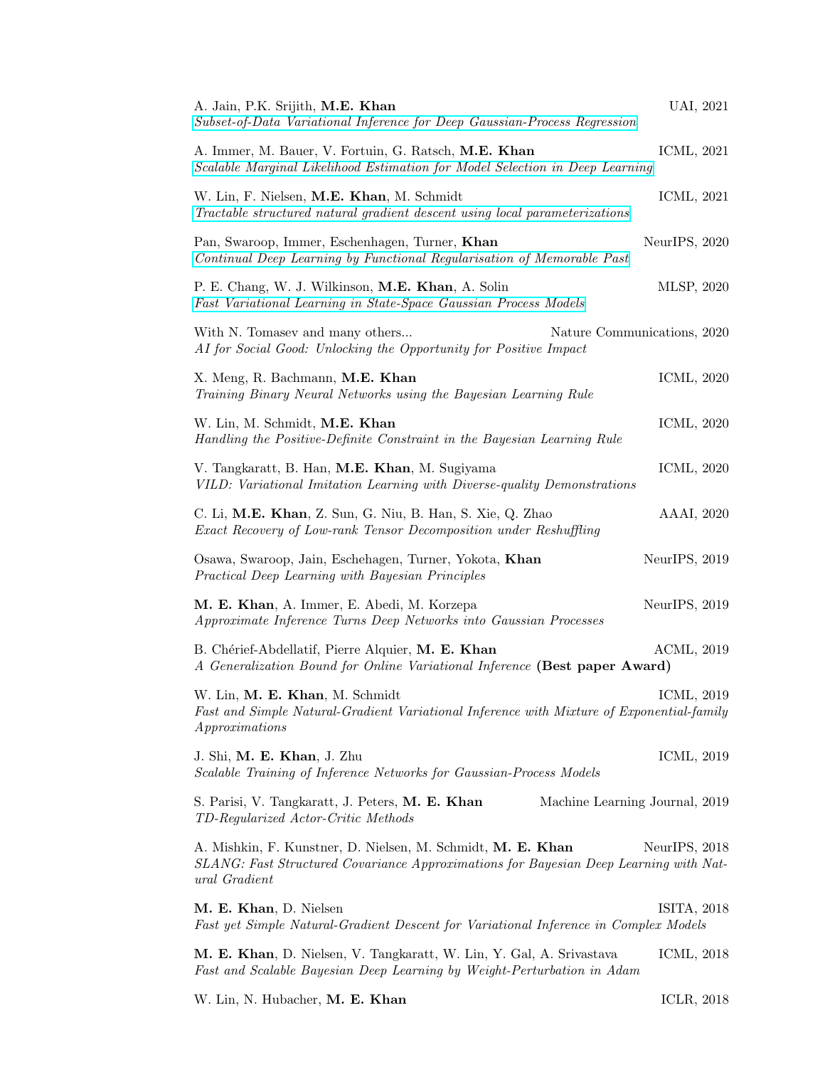A. Jain, P.K. Srijith, **M.E. Khan** UAI, 2021
*Subset-of-Data Variational Inference for Deep Gaussian-Process Regression*

A. Immer, M. Bauer, V. Fortuin, G. Ratsch, **M.E. Khan** ICML, 2021
*Scalable Marginal Likelihood Estimation for Model Selection in Deep Learning*

W. Lin, F. Nielsen, **M.E. Khan**, M. Schmidt ICML, 2021
*Tractable structured natural gradient descent using local parameterizations*

Pan, Swaroop, Immer, Eschenhagen, Turner, **Khan** NeurIPS, 2020
*Continual Deep Learning by Functional Regularisation of Memorable Past*

P. E. Chang, W. J. Wilkinson, **M.E. Khan**, A. Solin MLSP, 2020
*Fast Variational Learning in State-Space Gaussian Process Models*

With N. Tomasev and many others... Nature Communications, 2020
*AI for Social Good: Unlocking the Opportunity for Positive Impact*

X. Meng, R. Bachmann, **M.E. Khan** ICML, 2020
*Training Binary Neural Networks using the Bayesian Learning Rule*

W. Lin, M. Schmidt, **M.E. Khan** ICML, 2020
*Handling the Positive-Definite Constraint in the Bayesian Learning Rule*

V. Tangkaratt, B. Han, **M.E. Khan**, M. Sugiyama ICML, 2020
*VILD: Variational Imitation Learning with Diverse-quality Demonstrations*

C. Li, **M.E. Khan**, Z. Sun, G. Niu, B. Han, S. Xie, Q. Zhao AAAI, 2020
*Exact Recovery of Low-rank Tensor Decomposition under Reshuffling*

Osawa, Swaroop, Jain, Eschehagen, Turner, Yokota, **Khan** NeurIPS, 2019
*Practical Deep Learning with Bayesian Principles*

**M. E. Khan**, A. Immer, E. Abedi, M. Korzepa NeurIPS, 2019
*Approximate Inference Turns Deep Networks into Gaussian Processes*

B. Chérief-Abdellatif, Pierre Alquier, **M. E. Khan** ACML, 2019
*A Generalization Bound for Online Variational Inference* **(Best paper Award)**

W. Lin, **M. E. Khan**, M. Schmidt ICML, 2019
*Fast and Simple Natural-Gradient Variational Inference with Mixture of Exponential-family Approximations*

J. Shi, **M. E. Khan**, J. Zhu ICML, 2019
*Scalable Training of Inference Networks for Gaussian-Process Models*

S. Parisi, V. Tangkaratt, J. Peters, **M. E. Khan** Machine Learning Journal, 2019
*TD-Regularized Actor-Critic Methods*

A. Mishkin, F. Kunstner, D. Nielsen, M. Schmidt, **M. E. Khan** NeurIPS, 2018
*SLANG: Fast Structured Covariance Approximations for Bayesian Deep Learning with Natural Gradient*

**M. E. Khan**, D. Nielsen ISITA, 2018
*Fast yet Simple Natural-Gradient Descent for Variational Inference in Complex Models*

**M. E. Khan**, D. Nielsen, V. Tangkaratt, W. Lin, Y. Gal, A. Srivastava ICML, 2018
*Fast and Scalable Bayesian Deep Learning by Weight-Perturbation in Adam*

W. Lin, N. Hubacher, **M. E. Khan** ICLR, 2018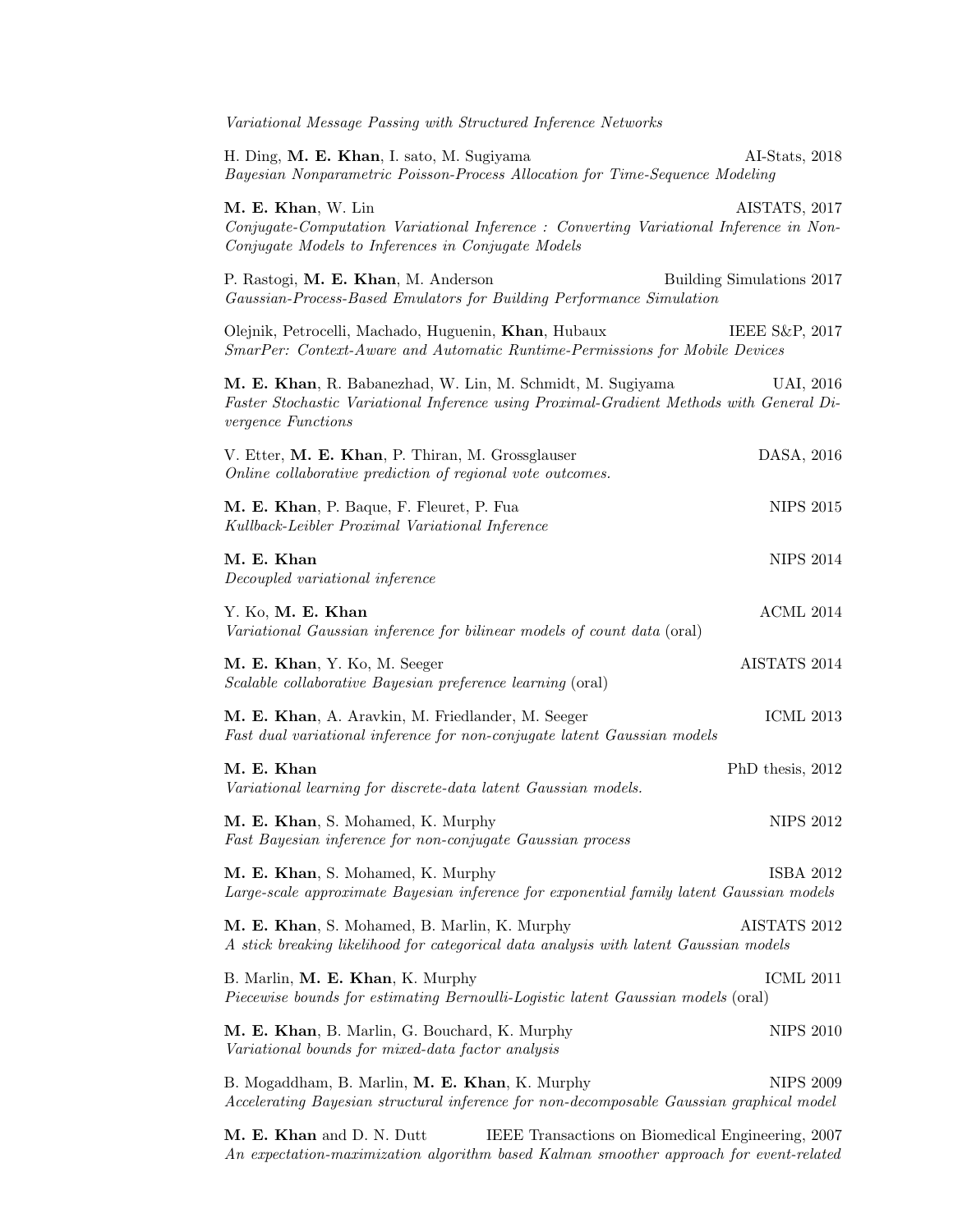*Variational Message Passing with Structured Inference Networks*

H. Ding, **M. E. Khan**, I. sato, M. Sugiyama — AI-Stats, 2018
*Bayesian Nonparametric Poisson-Process Allocation for Time-Sequence Modeling*

**M. E. Khan**, W. Lin — AISTATS, 2017
*Conjugate-Computation Variational Inference : Converting Variational Inference in Non-Conjugate Models to Inferences in Conjugate Models*

P. Rastogi, **M. E. Khan**, M. Anderson — Building Simulations 2017
*Gaussian-Process-Based Emulators for Building Performance Simulation*

Olejnik, Petrocelli, Machado, Huguenin, **Khan**, Hubaux — IEEE S&P, 2017
*SmarPer: Context-Aware and Automatic Runtime-Permissions for Mobile Devices*

**M. E. Khan**, R. Babanezhad, W. Lin, M. Schmidt, M. Sugiyama — UAI, 2016
*Faster Stochastic Variational Inference using Proximal-Gradient Methods with General Divergence Functions*

V. Etter, **M. E. Khan**, P. Thiran, M. Grossglauser — DASA, 2016
*Online collaborative prediction of regional vote outcomes.*

**M. E. Khan**, P. Baque, F. Fleuret, P. Fua — NIPS 2015
*Kullback-Leibler Proximal Variational Inference*

**M. E. Khan** — NIPS 2014
*Decoupled variational inference*

Y. Ko, **M. E. Khan** — ACML 2014
*Variational Gaussian inference for bilinear models of count data* (oral)

**M. E. Khan**, Y. Ko, M. Seeger — AISTATS 2014
*Scalable collaborative Bayesian preference learning* (oral)

**M. E. Khan**, A. Aravkin, M. Friedlander, M. Seeger — ICML 2013
*Fast dual variational inference for non-conjugate latent Gaussian models*

**M. E. Khan** — PhD thesis, 2012
*Variational learning for discrete-data latent Gaussian models.*

**M. E. Khan**, S. Mohamed, K. Murphy — NIPS 2012
*Fast Bayesian inference for non-conjugate Gaussian process*

**M. E. Khan**, S. Mohamed, K. Murphy — ISBA 2012
*Large-scale approximate Bayesian inference for exponential family latent Gaussian models*

**M. E. Khan**, S. Mohamed, B. Marlin, K. Murphy — AISTATS 2012
*A stick breaking likelihood for categorical data analysis with latent Gaussian models*

B. Marlin, **M. E. Khan**, K. Murphy — ICML 2011
*Piecewise bounds for estimating Bernoulli-Logistic latent Gaussian models* (oral)

**M. E. Khan**, B. Marlin, G. Bouchard, K. Murphy — NIPS 2010
*Variational bounds for mixed-data factor analysis*

B. Mogaddham, B. Marlin, **M. E. Khan**, K. Murphy — NIPS 2009
*Accelerating Bayesian structural inference for non-decomposable Gaussian graphical model*

**M. E. Khan** and D. N. Dutt — IEEE Transactions on Biomedical Engineering, 2007
*An expectation-maximization algorithm based Kalman smoother approach for event-related*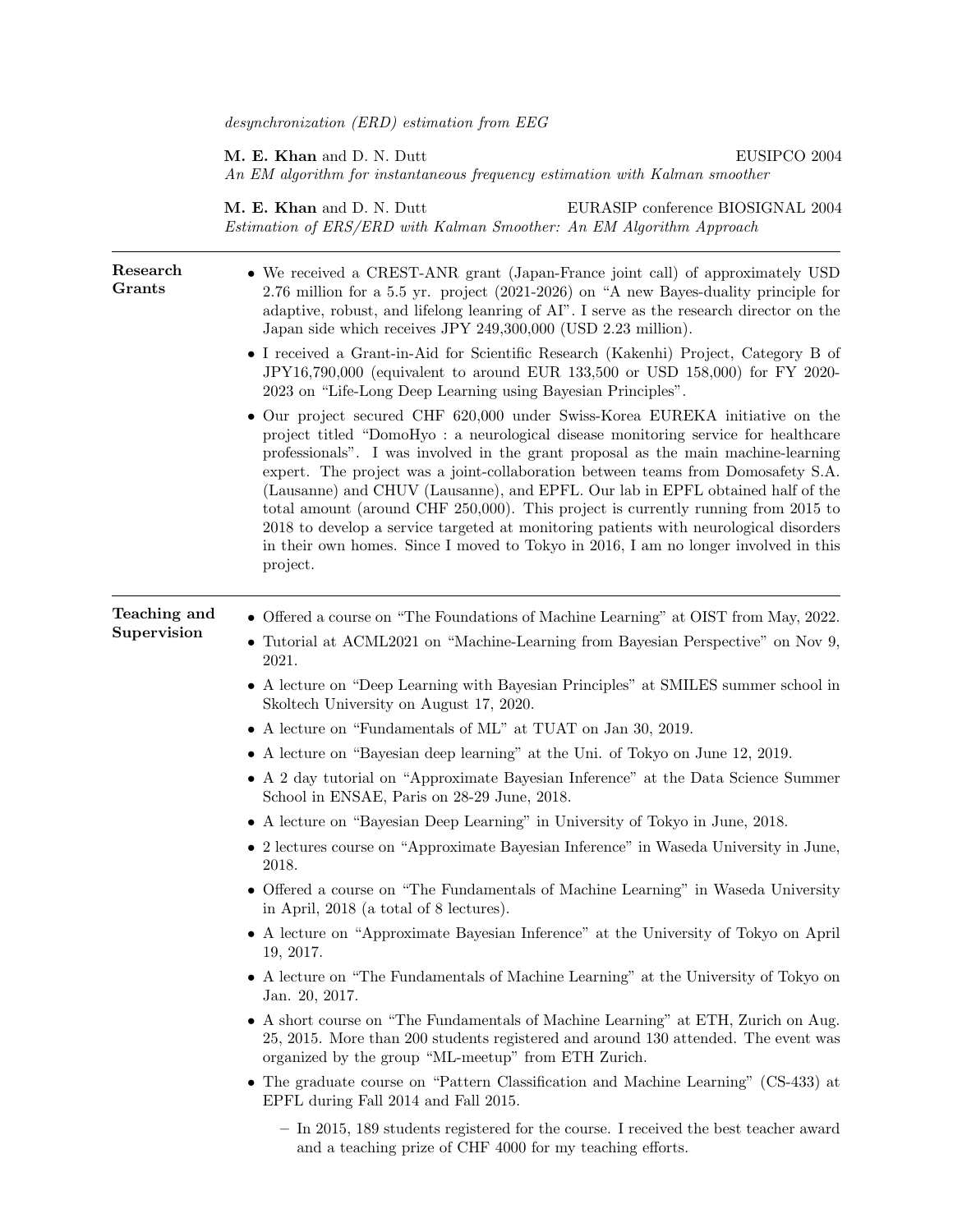*desynchronization (ERD) estimation from EEG*

**M. E. Khan** and D. N. Dutt — EUSIPCO 2004
*An EM algorithm for instantaneous frequency estimation with Kalman smoother*

**M. E. Khan** and D. N. Dutt — EURASIP conference BIOSIGNAL 2004
*Estimation of ERS/ERD with Kalman Smoother: An EM Algorithm Approach*

---

## Research Grants

- We received a CREST-ANR grant (Japan-France joint call) of approximately USD 2.76 million for a 5.5 yr. project (2021-2026) on "A new Bayes-duality principle for adaptive, robust, and lifelong leanring of AI". I serve as the research director on the Japan side which receives JPY 249,300,000 (USD 2.23 million).
- I received a Grant-in-Aid for Scientific Research (Kakenhi) Project, Category B of JPY16,790,000 (equivalent to around EUR 133,500 or USD 158,000) for FY 2020-2023 on "Life-Long Deep Learning using Bayesian Principles".
- Our project secured CHF 620,000 under Swiss-Korea EUREKA initiative on the project titled "DomoHyo : a neurological disease monitoring service for healthcare professionals". I was involved in the grant proposal as the main machine-learning expert. The project was a joint-collaboration between teams from Domosafety S.A. (Lausanne) and CHUV (Lausanne), and EPFL. Our lab in EPFL obtained half of the total amount (around CHF 250,000). This project is currently running from 2015 to 2018 to develop a service targeted at monitoring patients with neurological disorders in their own homes. Since I moved to Tokyo in 2016, I am no longer involved in this project.

---

## Teaching and Supervision

- Offered a course on "The Foundations of Machine Learning" at OIST from May, 2022.
- Tutorial at ACML2021 on "Machine-Learning from Bayesian Perspective" on Nov 9, 2021.
- A lecture on "Deep Learning with Bayesian Principles" at SMILES summer school in Skoltech University on August 17, 2020.
- A lecture on "Fundamentals of ML" at TUAT on Jan 30, 2019.
- A lecture on "Bayesian deep learning" at the Uni. of Tokyo on June 12, 2019.
- A 2 day tutorial on "Approximate Bayesian Inference" at the Data Science Summer School in ENSAE, Paris on 28-29 June, 2018.
- A lecture on "Bayesian Deep Learning" in University of Tokyo in June, 2018.
- 2 lectures course on "Approximate Bayesian Inference" in Waseda University in June, 2018.
- Offered a course on "The Fundamentals of Machine Learning" in Waseda University in April, 2018 (a total of 8 lectures).
- A lecture on "Approximate Bayesian Inference" at the University of Tokyo on April 19, 2017.
- A lecture on "The Fundamentals of Machine Learning" at the University of Tokyo on Jan. 20, 2017.
- A short course on "The Fundamentals of Machine Learning" at ETH, Zurich on Aug. 25, 2015. More than 200 students registered and around 130 attended. The event was organized by the group "ML-meetup" from ETH Zurich.
- The graduate course on "Pattern Classification and Machine Learning" (CS-433) at EPFL during Fall 2014 and Fall 2015.
  - In 2015, 189 students registered for the course. I received the best teacher award and a teaching prize of CHF 4000 for my teaching efforts.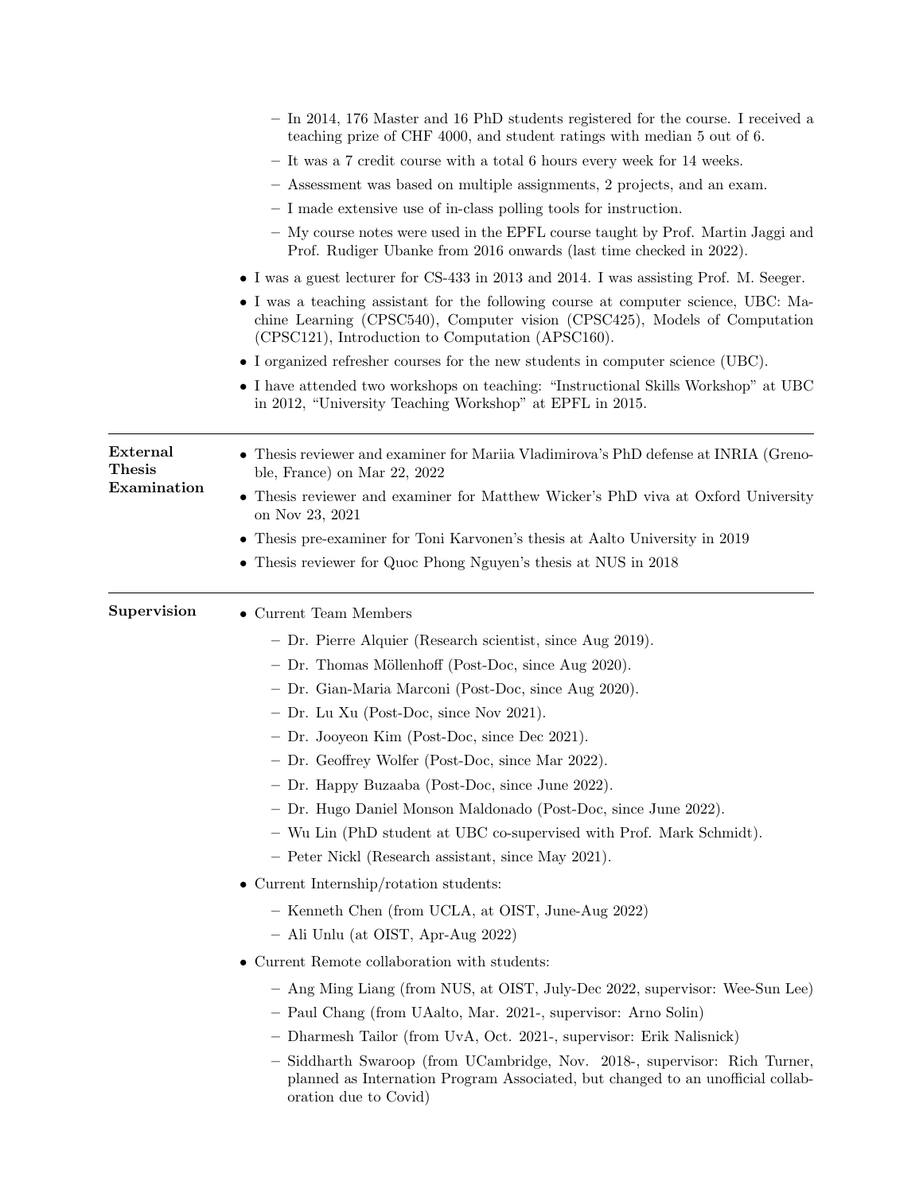- In 2014, 176 Master and 16 PhD students registered for the course. I received a teaching prize of CHF 4000, and student ratings with median 5 out of 6.
  - It was a 7 credit course with a total 6 hours every week for 14 weeks.
  - Assessment was based on multiple assignments, 2 projects, and an exam.
  - I made extensive use of in-class polling tools for instruction.
  - My course notes were used in the EPFL course taught by Prof. Martin Jaggi and Prof. Rudiger Ubanke from 2016 onwards (last time checked in 2022).
- I was a guest lecturer for CS-433 in 2013 and 2014. I was assisting Prof. M. Seeger.
- I was a teaching assistant for the following course at computer science, UBC: Machine Learning (CPSC540), Computer vision (CPSC425), Models of Computation (CPSC121), Introduction to Computation (APSC160).
- I organized refresher courses for the new students in computer science (UBC).
- I have attended two workshops on teaching: "Instructional Skills Workshop" at UBC in 2012, "University Teaching Workshop" at EPFL in 2015.

---

**External Thesis Examination**

- Thesis reviewer and examiner for Mariia Vladimirova's PhD defense at INRIA (Grenoble, France) on Mar 22, 2022
- Thesis reviewer and examiner for Matthew Wicker's PhD viva at Oxford University on Nov 23, 2021
- Thesis pre-examiner for Toni Karvonen's thesis at Aalto University in 2019
- Thesis reviewer for Quoc Phong Nguyen's thesis at NUS in 2018

---

**Supervision**

- Current Team Members
  - Dr. Pierre Alquier (Research scientist, since Aug 2019).
  - Dr. Thomas Möllenhoff (Post-Doc, since Aug 2020).
  - Dr. Gian-Maria Marconi (Post-Doc, since Aug 2020).
  - Dr. Lu Xu (Post-Doc, since Nov 2021).
  - Dr. Jooyeon Kim (Post-Doc, since Dec 2021).
  - Dr. Geoffrey Wolfer (Post-Doc, since Mar 2022).
  - Dr. Happy Buzaaba (Post-Doc, since June 2022).
  - Dr. Hugo Daniel Monson Maldonado (Post-Doc, since June 2022).
  - Wu Lin (PhD student at UBC co-supervised with Prof. Mark Schmidt).
  - Peter Nickl (Research assistant, since May 2021).
- Current Internship/rotation students:
  - Kenneth Chen (from UCLA, at OIST, June-Aug 2022)
  - Ali Unlu (at OIST, Apr-Aug 2022)
- Current Remote collaboration with students:
  - Ang Ming Liang (from NUS, at OIST, July-Dec 2022, supervisor: Wee-Sun Lee)
  - Paul Chang (from UAalto, Mar. 2021-, supervisor: Arno Solin)
  - Dharmesh Tailor (from UvA, Oct. 2021-, supervisor: Erik Nalisnick)
  - Siddharth Swaroop (from UCambridge, Nov. 2018-, supervisor: Rich Turner, planned as Internation Program Associated, but changed to an unofficial collaboration due to Covid)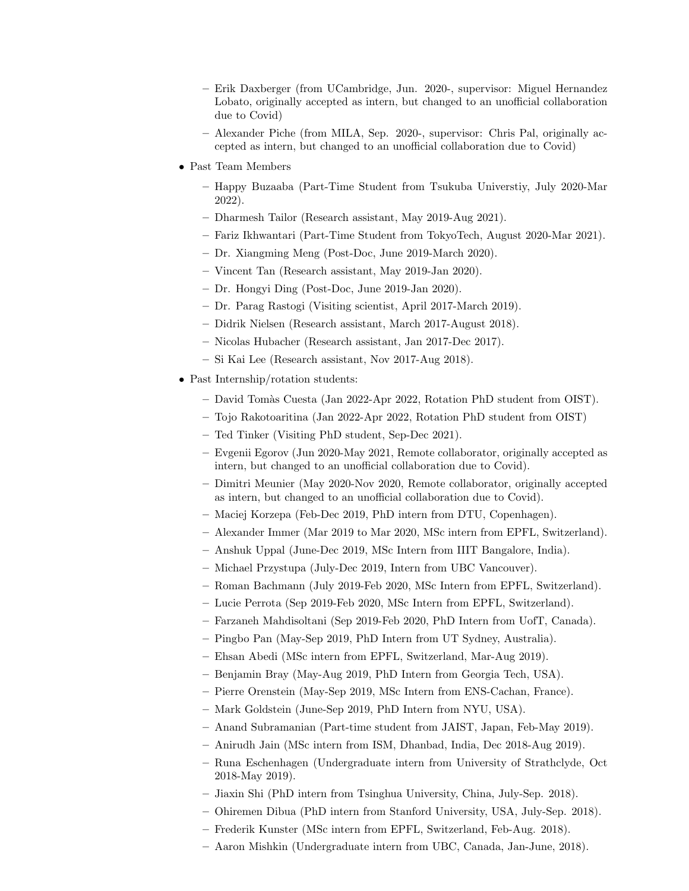- Erik Daxberger (from UCambridge, Jun. 2020-, supervisor: Miguel Hernandez Lobato, originally accepted as intern, but changed to an unofficial collaboration due to Covid)
  - Alexander Piche (from MILA, Sep. 2020-, supervisor: Chris Pal, originally accepted as intern, but changed to an unofficial collaboration due to Covid)

- Past Team Members
  - Happy Buzaaba (Part-Time Student from Tsukuba Universtiy, July 2020-Mar 2022).
  - Dharmesh Tailor (Research assistant, May 2019-Aug 2021).
  - Fariz Ikhwantari (Part-Time Student from TokyoTech, August 2020-Mar 2021).
  - Dr. Xiangming Meng (Post-Doc, June 2019-March 2020).
  - Vincent Tan (Research assistant, May 2019-Jan 2020).
  - Dr. Hongyi Ding (Post-Doc, June 2019-Jan 2020).
  - Dr. Parag Rastogi (Visiting scientist, April 2017-March 2019).
  - Didrik Nielsen (Research assistant, March 2017-August 2018).
  - Nicolas Hubacher (Research assistant, Jan 2017-Dec 2017).
  - Si Kai Lee (Research assistant, Nov 2017-Aug 2018).

- Past Internship/rotation students:
  - David Tomàs Cuesta (Jan 2022-Apr 2022, Rotation PhD student from OIST).
  - Tojo Rakotoaritina (Jan 2022-Apr 2022, Rotation PhD student from OIST)
  - Ted Tinker (Visiting PhD student, Sep-Dec 2021).
  - Evgenii Egorov (Jun 2020-May 2021, Remote collaborator, originally accepted as intern, but changed to an unofficial collaboration due to Covid).
  - Dimitri Meunier (May 2020-Nov 2020, Remote collaborator, originally accepted as intern, but changed to an unofficial collaboration due to Covid).
  - Maciej Korzepa (Feb-Dec 2019, PhD intern from DTU, Copenhagen).
  - Alexander Immer (Mar 2019 to Mar 2020, MSc intern from EPFL, Switzerland).
  - Anshuk Uppal (June-Dec 2019, MSc Intern from IIIT Bangalore, India).
  - Michael Przystupa (July-Dec 2019, Intern from UBC Vancouver).
  - Roman Bachmann (July 2019-Feb 2020, MSc Intern from EPFL, Switzerland).
  - Lucie Perrota (Sep 2019-Feb 2020, MSc Intern from EPFL, Switzerland).
  - Farzaneh Mahdisoltani (Sep 2019-Feb 2020, PhD Intern from UofT, Canada).
  - Pingbo Pan (May-Sep 2019, PhD Intern from UT Sydney, Australia).
  - Ehsan Abedi (MSc intern from EPFL, Switzerland, Mar-Aug 2019).
  - Benjamin Bray (May-Aug 2019, PhD Intern from Georgia Tech, USA).
  - Pierre Orenstein (May-Sep 2019, MSc Intern from ENS-Cachan, France).
  - Mark Goldstein (June-Sep 2019, PhD Intern from NYU, USA).
  - Anand Subramanian (Part-time student from JAIST, Japan, Feb-May 2019).
  - Anirudh Jain (MSc intern from ISM, Dhanbad, India, Dec 2018-Aug 2019).
  - Runa Eschenhagen (Undergraduate intern from University of Strathclyde, Oct 2018-May 2019).
  - Jiaxin Shi (PhD intern from Tsinghua University, China, July-Sep. 2018).
  - Ohiremen Dibua (PhD intern from Stanford University, USA, July-Sep. 2018).
  - Frederik Kunster (MSc intern from EPFL, Switzerland, Feb-Aug. 2018).
  - Aaron Mishkin (Undergraduate intern from UBC, Canada, Jan-June, 2018).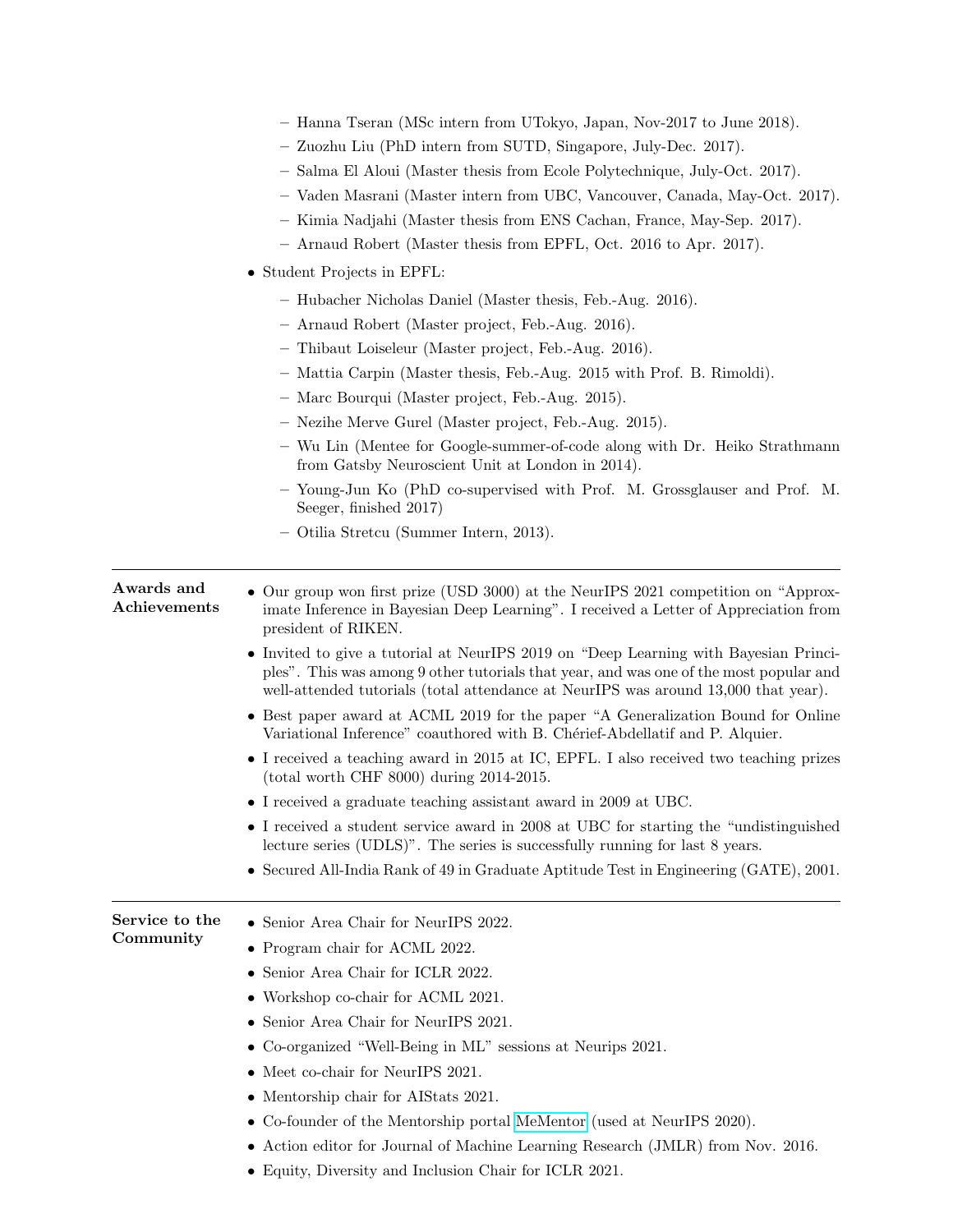- Hanna Tseran (MSc intern from UTokyo, Japan, Nov-2017 to June 2018).
  - Zuozhu Liu (PhD intern from SUTD, Singapore, July-Dec. 2017).
  - Salma El Aloui (Master thesis from Ecole Polytechnique, July-Oct. 2017).
  - Vaden Masrani (Master intern from UBC, Vancouver, Canada, May-Oct. 2017).
  - Kimia Nadjahi (Master thesis from ENS Cachan, France, May-Sep. 2017).
  - Arnaud Robert (Master thesis from EPFL, Oct. 2016 to Apr. 2017).

- Student Projects in EPFL:
  - Hubacher Nicholas Daniel (Master thesis, Feb.-Aug. 2016).
  - Arnaud Robert (Master project, Feb.-Aug. 2016).
  - Thibaut Loiseleur (Master project, Feb.-Aug. 2016).
  - Mattia Carpin (Master thesis, Feb.-Aug. 2015 with Prof. B. Rimoldi).
  - Marc Bourqui (Master project, Feb.-Aug. 2015).
  - Nezihe Merve Gurel (Master project, Feb.-Aug. 2015).
  - Wu Lin (Mentee for Google-summer-of-code along with Dr. Heiko Strathmann from Gatsby Neuroscient Unit at London in 2014).
  - Young-Jun Ko (PhD co-supervised with Prof. M. Grossglauser and Prof. M. Seeger, finished 2017)
  - Otilia Stretcu (Summer Intern, 2013).

---

**Awards and Achievements**

- Our group won first prize (USD 3000) at the NeurIPS 2021 competition on "Approximate Inference in Bayesian Deep Learning". I received a Letter of Appreciation from president of RIKEN.
- Invited to give a tutorial at NeurIPS 2019 on "Deep Learning with Bayesian Principles". This was among 9 other tutorials that year, and was one of the most popular and well-attended tutorials (total attendance at NeurIPS was around 13,000 that year).
- Best paper award at ACML 2019 for the paper "A Generalization Bound for Online Variational Inference" coauthored with B. Chérief-Abdellatif and P. Alquier.
- I received a teaching award in 2015 at IC, EPFL. I also received two teaching prizes (total worth CHF 8000) during 2014-2015.
- I received a graduate teaching assistant award in 2009 at UBC.
- I received a student service award in 2008 at UBC for starting the "undistinguished lecture series (UDLS)". The series is successfully running for last 8 years.
- Secured All-India Rank of 49 in Graduate Aptitude Test in Engineering (GATE), 2001.

---

**Service to the Community**

- Senior Area Chair for NeurIPS 2022.
- Program chair for ACML 2022.
- Senior Area Chair for ICLR 2022.
- Workshop co-chair for ACML 2021.
- Senior Area Chair for NeurIPS 2021.
- Co-organized "Well-Being in ML" sessions at Neurips 2021.
- Meet co-chair for NeurIPS 2021.
- Mentorship chair for AIStats 2021.
- Co-founder of the Mentorship portal MeMentor (used at NeurIPS 2020).
- Action editor for Journal of Machine Learning Research (JMLR) from Nov. 2016.
- Equity, Diversity and Inclusion Chair for ICLR 2021.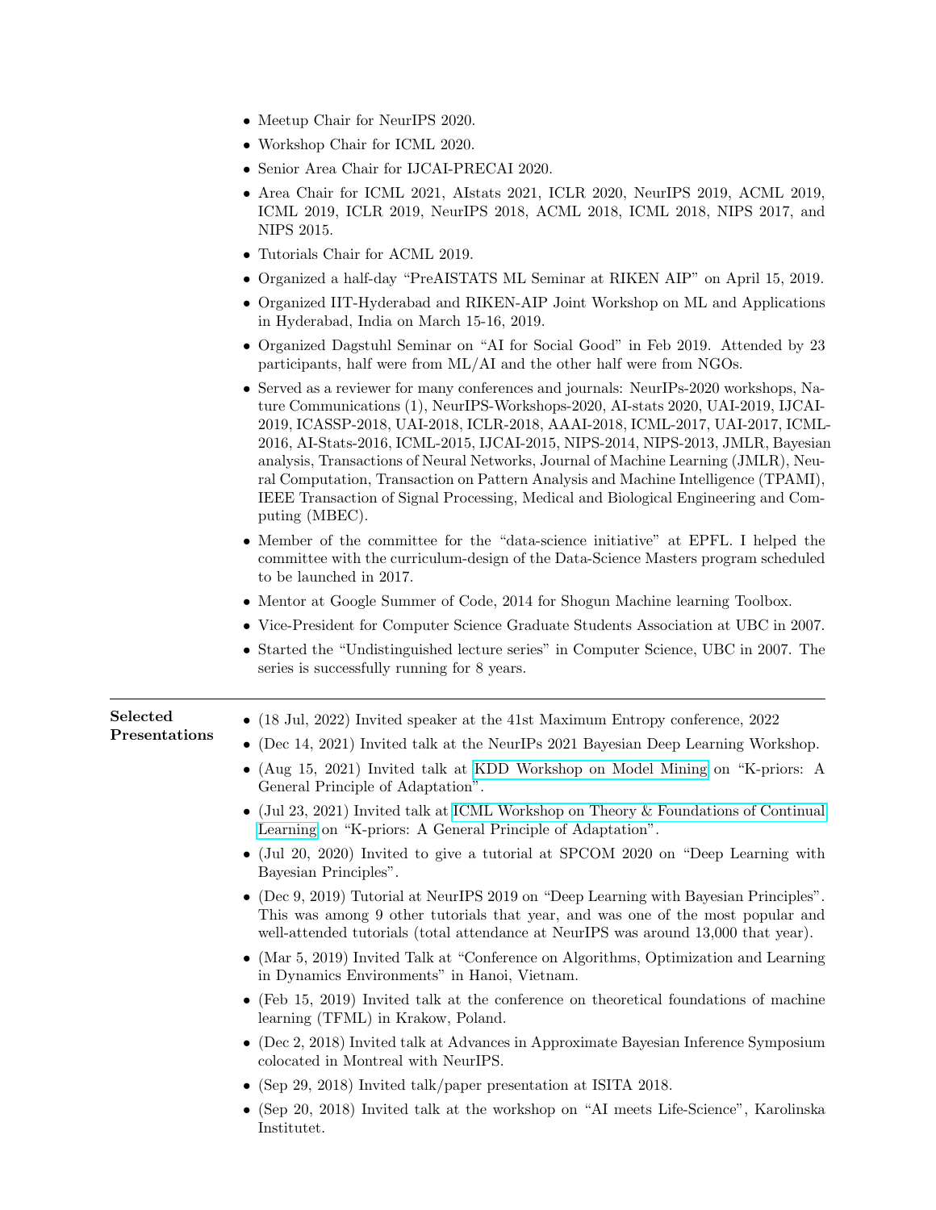- Meetup Chair for NeurIPS 2020.
- Workshop Chair for ICML 2020.
- Senior Area Chair for IJCAI-PRECAI 2020.
- Area Chair for ICML 2021, AIstats 2021, ICLR 2020, NeurIPS 2019, ACML 2019, ICML 2019, ICLR 2019, NeurIPS 2018, ACML 2018, ICML 2018, NIPS 2017, and NIPS 2015.
- Tutorials Chair for ACML 2019.
- Organized a half-day "PreAISTATS ML Seminar at RIKEN AIP" on April 15, 2019.
- Organized IIT-Hyderabad and RIKEN-AIP Joint Workshop on ML and Applications in Hyderabad, India on March 15-16, 2019.
- Organized Dagstuhl Seminar on "AI for Social Good" in Feb 2019. Attended by 23 participants, half were from ML/AI and the other half were from NGOs.
- Served as a reviewer for many conferences and journals: NeurIPs-2020 workshops, Nature Communications (1), NeurIPS-Workshops-2020, AI-stats 2020, UAI-2019, IJCAI-2019, ICASSP-2018, UAI-2018, ICLR-2018, AAAI-2018, ICML-2017, UAI-2017, ICML-2016, AI-Stats-2016, ICML-2015, IJCAI-2015, NIPS-2014, NIPS-2013, JMLR, Bayesian analysis, Transactions of Neural Networks, Journal of Machine Learning (JMLR), Neural Computation, Transaction on Pattern Analysis and Machine Intelligence (TPAMI), IEEE Transaction of Signal Processing, Medical and Biological Engineering and Computing (MBEC).
- Member of the committee for the "data-science initiative" at EPFL. I helped the committee with the curriculum-design of the Data-Science Masters program scheduled to be launched in 2017.
- Mentor at Google Summer of Code, 2014 for Shogun Machine learning Toolbox.
- Vice-President for Computer Science Graduate Students Association at UBC in 2007.
- Started the "Undistinguished lecture series" in Computer Science, UBC in 2007. The series is successfully running for 8 years.

---

**Selected Presentations**

- (18 Jul, 2022) Invited speaker at the 41st Maximum Entropy conference, 2022
- (Dec 14, 2021) Invited talk at the NeurIPs 2021 Bayesian Deep Learning Workshop.
- (Aug 15, 2021) Invited talk at KDD Workshop on Model Mining on "K-priors: A General Principle of Adaptation".
- (Jul 23, 2021) Invited talk at ICML Workshop on Theory & Foundations of Continual Learning on "K-priors: A General Principle of Adaptation".
- (Jul 20, 2020) Invited to give a tutorial at SPCOM 2020 on "Deep Learning with Bayesian Principles".
- (Dec 9, 2019) Tutorial at NeurIPS 2019 on "Deep Learning with Bayesian Principles". This was among 9 other tutorials that year, and was one of the most popular and well-attended tutorials (total attendance at NeurIPS was around 13,000 that year).
- (Mar 5, 2019) Invited Talk at "Conference on Algorithms, Optimization and Learning in Dynamics Environments" in Hanoi, Vietnam.
- (Feb 15, 2019) Invited talk at the conference on theoretical foundations of machine learning (TFML) in Krakow, Poland.
- (Dec 2, 2018) Invited talk at Advances in Approximate Bayesian Inference Symposium colocated in Montreal with NeurIPS.
- (Sep 29, 2018) Invited talk/paper presentation at ISITA 2018.
- (Sep 20, 2018) Invited talk at the workshop on "AI meets Life-Science", Karolinska Institutet.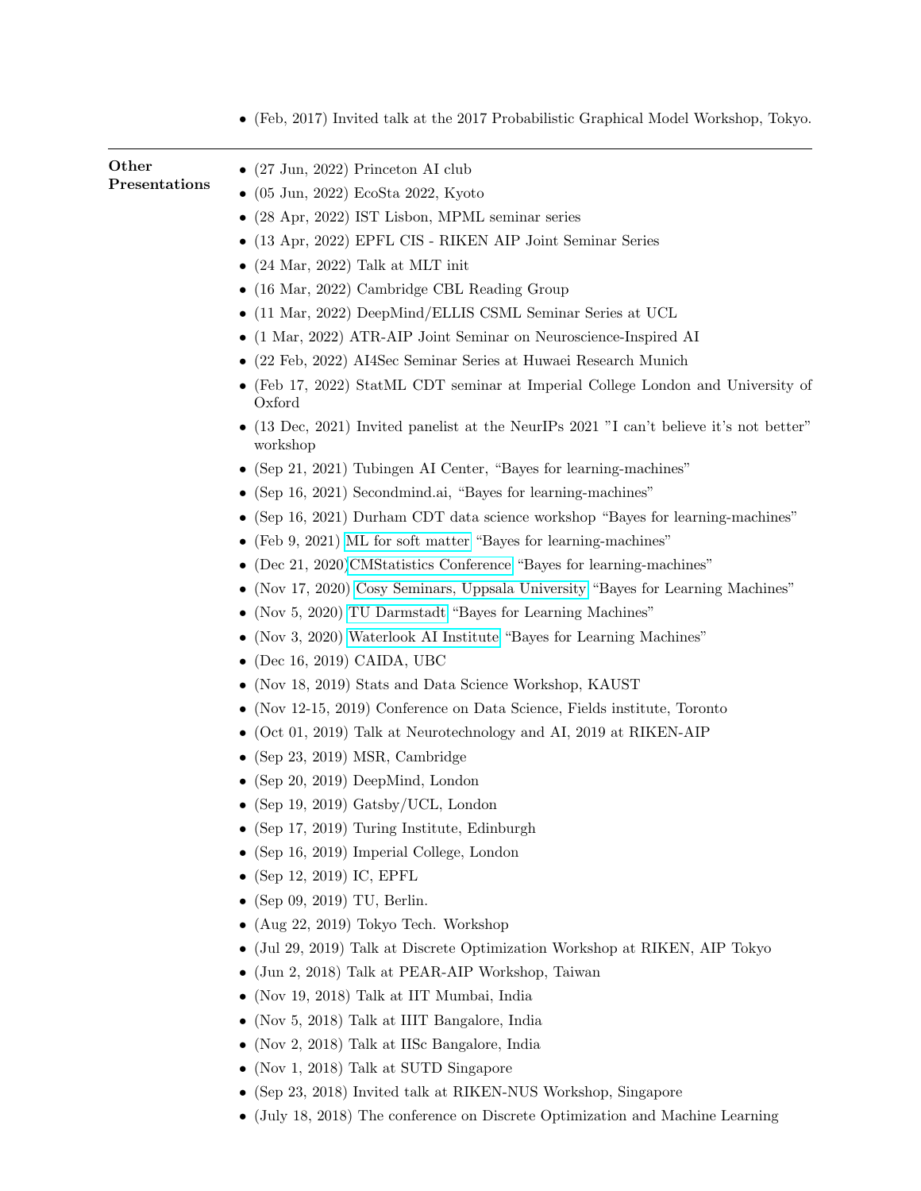- (Feb, 2017) Invited talk at the 2017 Probabilistic Graphical Model Workshop, Tokyo.

---

**Other Presentations**

- (27 Jun, 2022) Princeton AI club
- (05 Jun, 2022) EcoSta 2022, Kyoto
- (28 Apr, 2022) IST Lisbon, MPML seminar series
- (13 Apr, 2022) EPFL CIS - RIKEN AIP Joint Seminar Series
- (24 Mar, 2022) Talk at MLT init
- (16 Mar, 2022) Cambridge CBL Reading Group
- (11 Mar, 2022) DeepMind/ELLIS CSML Seminar Series at UCL
- (1 Mar, 2022) ATR-AIP Joint Seminar on Neuroscience-Inspired AI
- (22 Feb, 2022) AI4Sec Seminar Series at Huwaei Research Munich
- (Feb 17, 2022) StatML CDT seminar at Imperial College London and University of Oxford
- (13 Dec, 2021) Invited panelist at the NeurIPs 2021 "I can't believe it's not better" workshop
- (Sep 21, 2021) Tubingen AI Center, "Bayes for learning-machines"
- (Sep 16, 2021) Secondmind.ai, "Bayes for learning-machines"
- (Sep 16, 2021) Durham CDT data science workshop "Bayes for learning-machines"
- (Feb 9, 2021) ML for soft matter "Bayes for learning-machines"
- (Dec 21, 2020)CMStatistics Conference "Bayes for learning-machines"
- (Nov 17, 2020) Cosy Seminars, Uppsala University "Bayes for Learning Machines"
- (Nov 5, 2020) TU Darmstadt "Bayes for Learning Machines"
- (Nov 3, 2020) Waterlook AI Institute "Bayes for Learning Machines"
- (Dec 16, 2019) CAIDA, UBC
- (Nov 18, 2019) Stats and Data Science Workshop, KAUST
- (Nov 12-15, 2019) Conference on Data Science, Fields institute, Toronto
- (Oct 01, 2019) Talk at Neurotechnology and AI, 2019 at RIKEN-AIP
- (Sep 23, 2019) MSR, Cambridge
- (Sep 20, 2019) DeepMind, London
- (Sep 19, 2019) Gatsby/UCL, London
- (Sep 17, 2019) Turing Institute, Edinburgh
- (Sep 16, 2019) Imperial College, London
- (Sep 12, 2019) IC, EPFL
- (Sep 09, 2019) TU, Berlin.
- (Aug 22, 2019) Tokyo Tech. Workshop
- (Jul 29, 2019) Talk at Discrete Optimization Workshop at RIKEN, AIP Tokyo
- (Jun 2, 2018) Talk at PEAR-AIP Workshop, Taiwan
- (Nov 19, 2018) Talk at IIT Mumbai, India
- (Nov 5, 2018) Talk at IIIT Bangalore, India
- (Nov 2, 2018) Talk at IISc Bangalore, India
- (Nov 1, 2018) Talk at SUTD Singapore
- (Sep 23, 2018) Invited talk at RIKEN-NUS Workshop, Singapore
- (July 18, 2018) The conference on Discrete Optimization and Machine Learning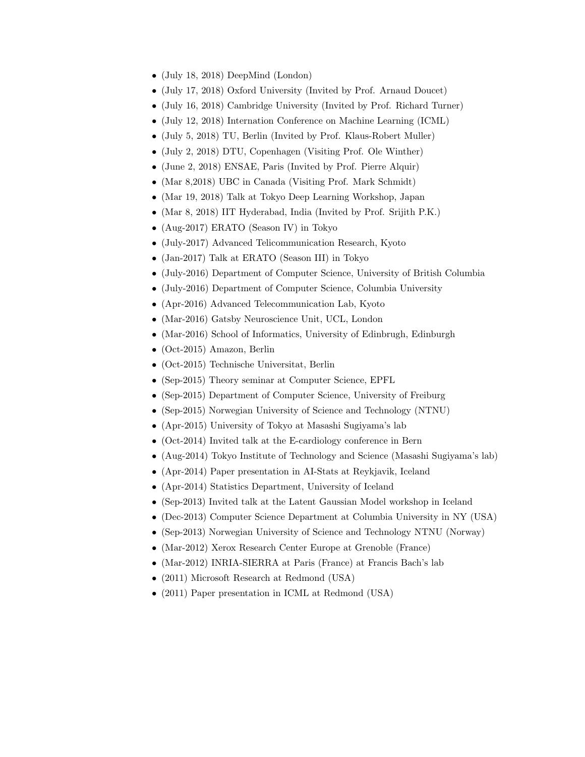- (July 18, 2018) DeepMind (London)
- (July 17, 2018) Oxford University (Invited by Prof. Arnaud Doucet)
- (July 16, 2018) Cambridge University (Invited by Prof. Richard Turner)
- (July 12, 2018) Internation Conference on Machine Learning (ICML)
- (July 5, 2018) TU, Berlin (Invited by Prof. Klaus-Robert Muller)
- (July 2, 2018) DTU, Copenhagen (Visiting Prof. Ole Winther)
- (June 2, 2018) ENSAE, Paris (Invited by Prof. Pierre Alquir)
- (Mar 8,2018) UBC in Canada (Visiting Prof. Mark Schmidt)
- (Mar 19, 2018) Talk at Tokyo Deep Learning Workshop, Japan
- (Mar 8, 2018) IIT Hyderabad, India (Invited by Prof. Srijith P.K.)
- (Aug-2017) ERATO (Season IV) in Tokyo
- (July-2017) Advanced Telicommunication Research, Kyoto
- (Jan-2017) Talk at ERATO (Season III) in Tokyo
- (July-2016) Department of Computer Science, University of British Columbia
- (July-2016) Department of Computer Science, Columbia University
- (Apr-2016) Advanced Telecommunication Lab, Kyoto
- (Mar-2016) Gatsby Neuroscience Unit, UCL, London
- (Mar-2016) School of Informatics, University of Edinbrugh, Edinburgh
- (Oct-2015) Amazon, Berlin
- (Oct-2015) Technische Universitat, Berlin
- (Sep-2015) Theory seminar at Computer Science, EPFL
- (Sep-2015) Department of Computer Science, University of Freiburg
- (Sep-2015) Norwegian University of Science and Technology (NTNU)
- (Apr-2015) University of Tokyo at Masashi Sugiyama's lab
- (Oct-2014) Invited talk at the E-cardiology conference in Bern
- (Aug-2014) Tokyo Institute of Technology and Science (Masashi Sugiyama's lab)
- (Apr-2014) Paper presentation in AI-Stats at Reykjavik, Iceland
- (Apr-2014) Statistics Department, University of Iceland
- (Sep-2013) Invited talk at the Latent Gaussian Model workshop in Iceland
- (Dec-2013) Computer Science Department at Columbia University in NY (USA)
- (Sep-2013) Norwegian University of Science and Technology NTNU (Norway)
- (Mar-2012) Xerox Research Center Europe at Grenoble (France)
- (Mar-2012) INRIA-SIERRA at Paris (France) at Francis Bach's lab
- (2011) Microsoft Research at Redmond (USA)
- (2011) Paper presentation in ICML at Redmond (USA)